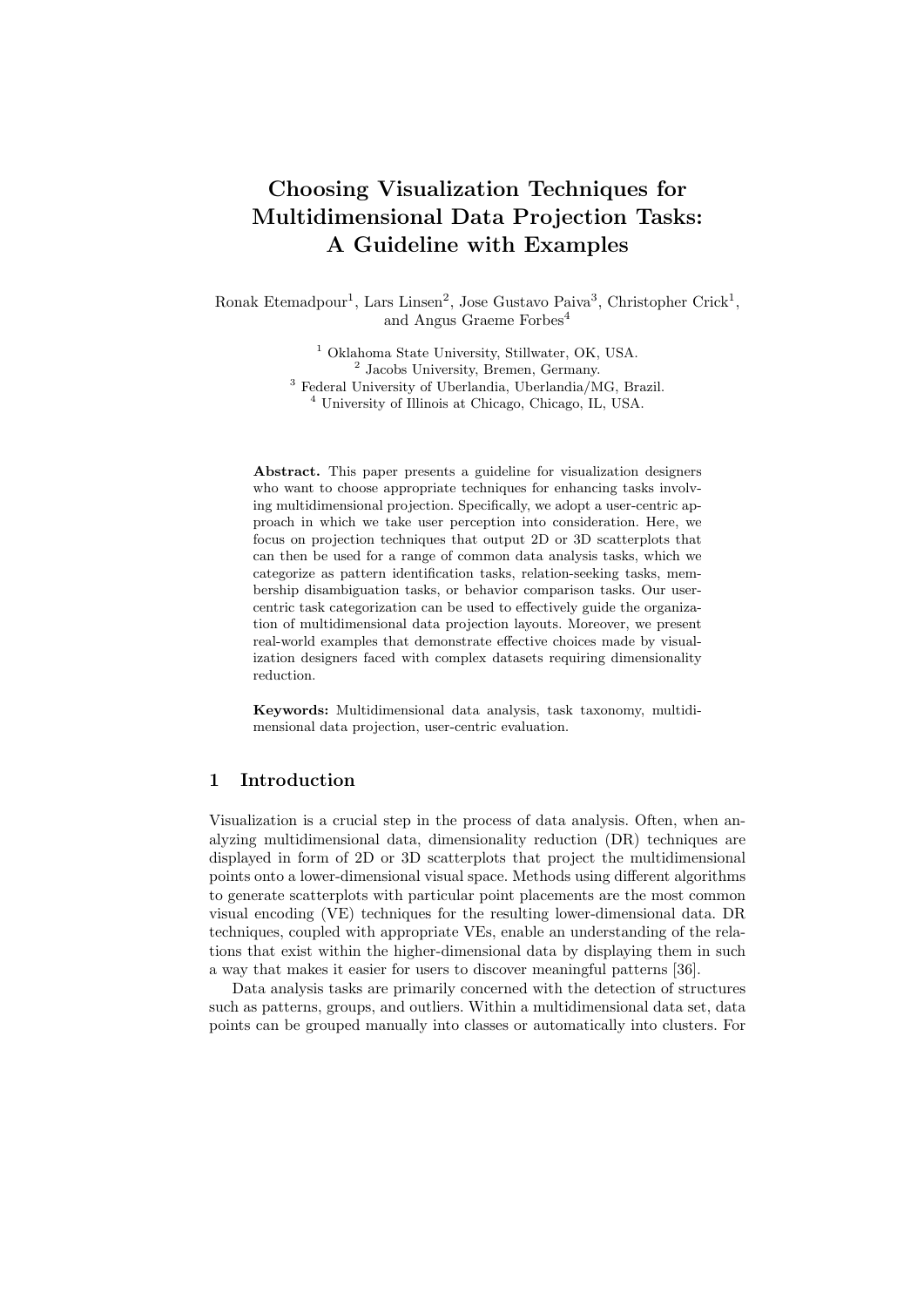# Choosing Visualization Techniques for Multidimensional Data Projection Tasks: A Guideline with Examples

Ronak Etemadpour[1], Lars Linsen[2], Jose Gustavo Paiva[3], Christopher Crick[1], and Angus Graeme Forbes[4]

[1] Oklahoma State University, Stillwater, OK, USA.
[2] Jacobs University, Bremen, Germany.
[3] Federal University of Uberlandia, Uberlandia/MG, Brazil.
[4] University of Illinois at Chicago, Chicago, IL, USA.

**Abstract.** This paper presents a guideline for visualization designers who want to choose appropriate techniques for enhancing tasks involving multidimensional projection. Specifically, we adopt a user-centric approach in which we take user perception into consideration. Here, we focus on projection techniques that output 2D or 3D scatterplots that can then be used for a range of common data analysis tasks, which we categorize as pattern identification tasks, relation-seeking tasks, membership disambiguation tasks, or behavior comparison tasks. Our user-centric task categorization can be used to effectively guide the organization of multidimensional data projection layouts. Moreover, we present real-world examples that demonstrate effective choices made by visualization designers faced with complex datasets requiring dimensionality reduction.

**Keywords:** Multidimensional data analysis, task taxonomy, multidimensional data projection, user-centric evaluation.

## 1 Introduction

Visualization is a crucial step in the process of data analysis. Often, when analyzing multidimensional data, dimensionality reduction (DR) techniques are displayed in form of 2D or 3D scatterplots that project the multidimensional points onto a lower-dimensional visual space. Methods using different algorithms to generate scatterplots with particular point placements are the most common visual encoding (VE) techniques for the resulting lower-dimensional data. DR techniques, coupled with appropriate VEs, enable an understanding of the relations that exist within the higher-dimensional data by displaying them in such a way that makes it easier for users to discover meaningful patterns [36].

Data analysis tasks are primarily concerned with the detection of structures such as patterns, groups, and outliers. Within a multidimensional data set, data points can be grouped manually into classes or automatically into clusters. For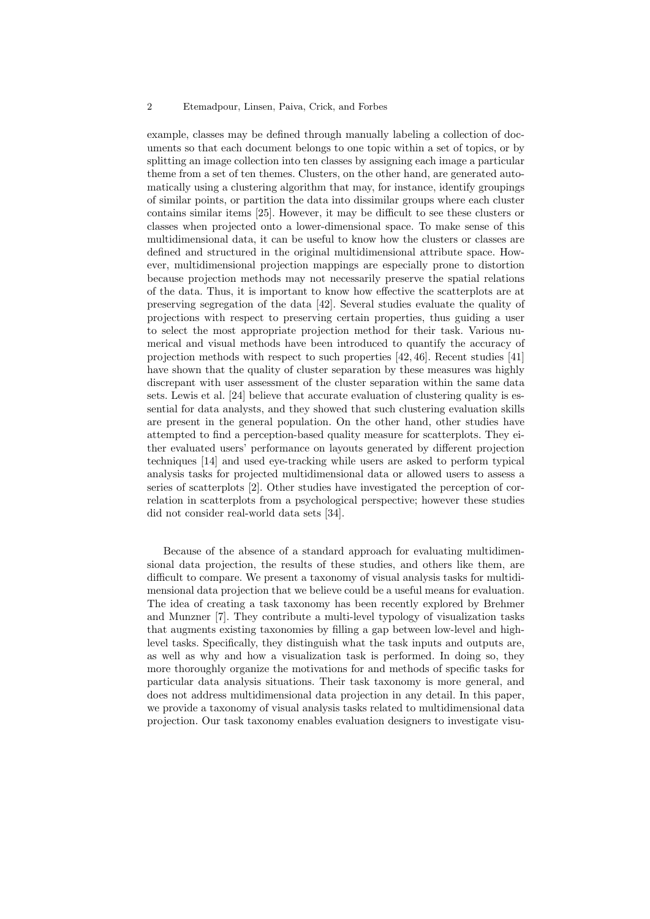example, classes may be defined through manually labeling a collection of documents so that each document belongs to one topic within a set of topics, or by splitting an image collection into ten classes by assigning each image a particular theme from a set of ten themes. Clusters, on the other hand, are generated automatically using a clustering algorithm that may, for instance, identify groupings of similar points, or partition the data into dissimilar groups where each cluster contains similar items [25]. However, it may be difficult to see these clusters or classes when projected onto a lower-dimensional space. To make sense of this multidimensional data, it can be useful to know how the clusters or classes are defined and structured in the original multidimensional attribute space. However, multidimensional projection mappings are especially prone to distortion because projection methods may not necessarily preserve the spatial relations of the data. Thus, it is important to know how effective the scatterplots are at preserving segregation of the data [42]. Several studies evaluate the quality of projections with respect to preserving certain properties, thus guiding a user to select the most appropriate projection method for their task. Various numerical and visual methods have been introduced to quantify the accuracy of projection methods with respect to such properties [42, 46]. Recent studies [41] have shown that the quality of cluster separation by these measures was highly discrepant with user assessment of the cluster separation within the same data sets. Lewis et al. [24] believe that accurate evaluation of clustering quality is essential for data analysts, and they showed that such clustering evaluation skills are present in the general population. On the other hand, other studies have attempted to find a perception-based quality measure for scatterplots. They either evaluated users' performance on layouts generated by different projection techniques [14] and used eye-tracking while users are asked to perform typical analysis tasks for projected multidimensional data or allowed users to assess a series of scatterplots [2]. Other studies have investigated the perception of correlation in scatterplots from a psychological perspective; however these studies did not consider real-world data sets [34].

Because of the absence of a standard approach for evaluating multidimensional data projection, the results of these studies, and others like them, are difficult to compare. We present a taxonomy of visual analysis tasks for multidimensional data projection that we believe could be a useful means for evaluation. The idea of creating a task taxonomy has been recently explored by Brehmer and Munzner [7]. They contribute a multi-level typology of visualization tasks that augments existing taxonomies by filling a gap between low-level and high-level tasks. Specifically, they distinguish what the task inputs and outputs are, as well as why and how a visualization task is performed. In doing so, they more thoroughly organize the motivations for and methods of specific tasks for particular data analysis situations. Their task taxonomy is more general, and does not address multidimensional data projection in any detail. In this paper, we provide a taxonomy of visual analysis tasks related to multidimensional data projection. Our task taxonomy enables evaluation designers to investigate visu-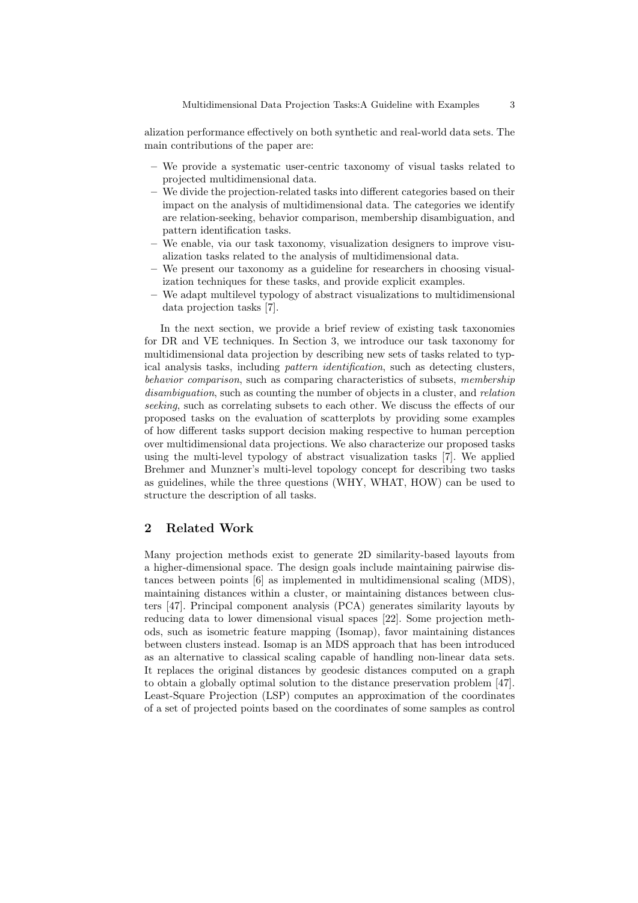alization performance effectively on both synthetic and real-world data sets. The main contributions of the paper are:

- We provide a systematic user-centric taxonomy of visual tasks related to projected multidimensional data.
- We divide the projection-related tasks into different categories based on their impact on the analysis of multidimensional data. The categories we identify are relation-seeking, behavior comparison, membership disambiguation, and pattern identification tasks.
- We enable, via our task taxonomy, visualization designers to improve visualization tasks related to the analysis of multidimensional data.
- We present our taxonomy as a guideline for researchers in choosing visualization techniques for these tasks, and provide explicit examples.
- We adapt multilevel typology of abstract visualizations to multidimensional data projection tasks [7].

In the next section, we provide a brief review of existing task taxonomies for DR and VE techniques. In Section 3, we introduce our task taxonomy for multidimensional data projection by describing new sets of tasks related to typical analysis tasks, including *pattern identification*, such as detecting clusters, *behavior comparison*, such as comparing characteristics of subsets, *membership disambiguation*, such as counting the number of objects in a cluster, and *relation seeking*, such as correlating subsets to each other. We discuss the effects of our proposed tasks on the evaluation of scatterplots by providing some examples of how different tasks support decision making respective to human perception over multidimensional data projections. We also characterize our proposed tasks using the multi-level typology of abstract visualization tasks [7]. We applied Brehmer and Munzner's multi-level topology concept for describing two tasks as guidelines, while the three questions (WHY, WHAT, HOW) can be used to structure the description of all tasks.

## 2 Related Work

Many projection methods exist to generate 2D similarity-based layouts from a higher-dimensional space. The design goals include maintaining pairwise distances between points [6] as implemented in multidimensional scaling (MDS), maintaining distances within a cluster, or maintaining distances between clusters [47]. Principal component analysis (PCA) generates similarity layouts by reducing data to lower dimensional visual spaces [22]. Some projection methods, such as isometric feature mapping (Isomap), favor maintaining distances between clusters instead. Isomap is an MDS approach that has been introduced as an alternative to classical scaling capable of handling non-linear data sets. It replaces the original distances by geodesic distances computed on a graph to obtain a globally optimal solution to the distance preservation problem [47]. Least-Square Projection (LSP) computes an approximation of the coordinates of a set of projected points based on the coordinates of some samples as control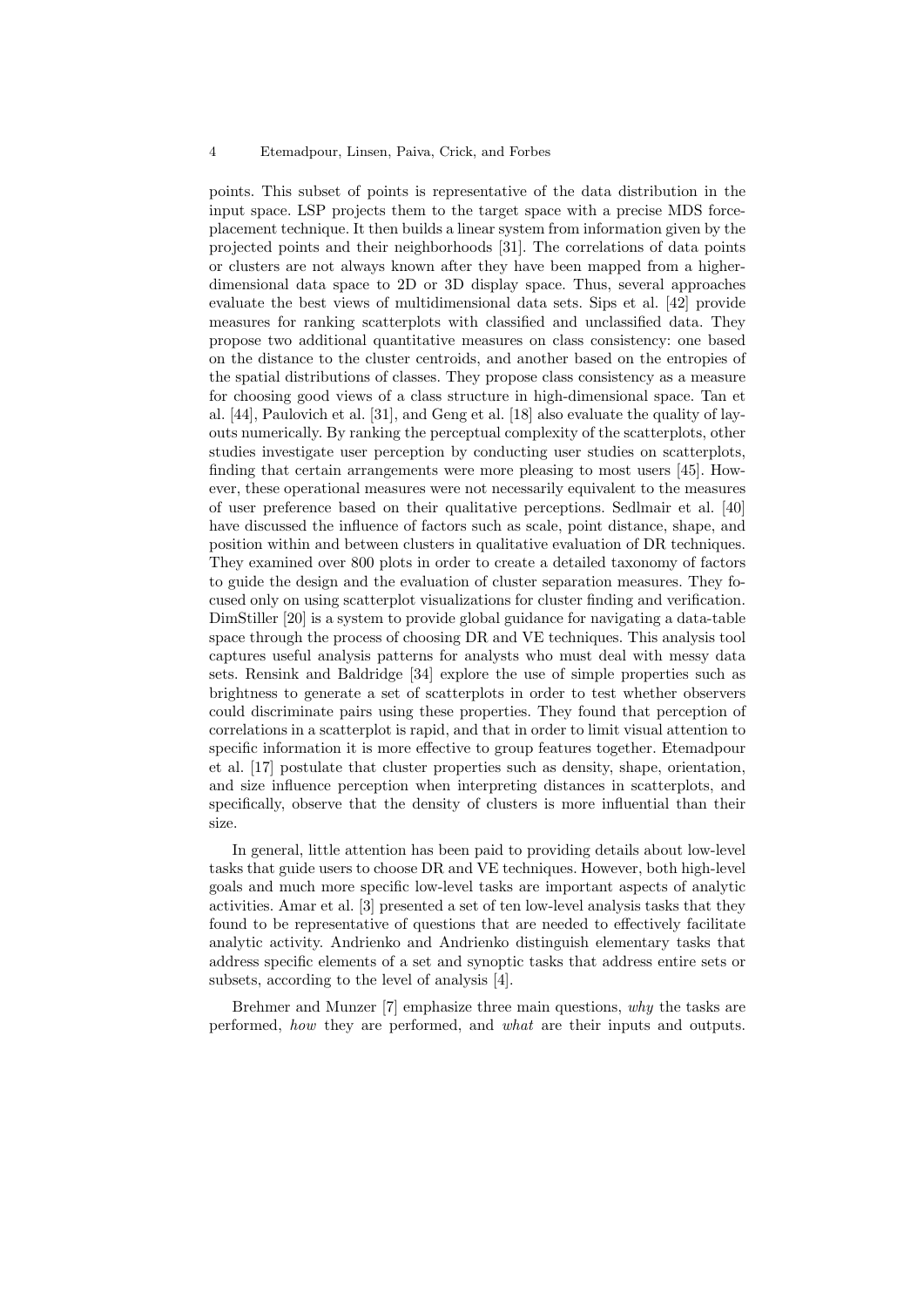points. This subset of points is representative of the data distribution in the input space. LSP projects them to the target space with a precise MDS force-placement technique. It then builds a linear system from information given by the projected points and their neighborhoods [31]. The correlations of data points or clusters are not always known after they have been mapped from a higher-dimensional data space to 2D or 3D display space. Thus, several approaches evaluate the best views of multidimensional data sets. Sips et al. [42] provide measures for ranking scatterplots with classified and unclassified data. They propose two additional quantitative measures on class consistency: one based on the distance to the cluster centroids, and another based on the entropies of the spatial distributions of classes. They propose class consistency as a measure for choosing good views of a class structure in high-dimensional space. Tan et al. [44], Paulovich et al. [31], and Geng et al. [18] also evaluate the quality of layouts numerically. By ranking the perceptual complexity of the scatterplots, other studies investigate user perception by conducting user studies on scatterplots, finding that certain arrangements were more pleasing to most users [45]. However, these operational measures were not necessarily equivalent to the measures of user preference based on their qualitative perceptions. Sedlmair et al. [40] have discussed the influence of factors such as scale, point distance, shape, and position within and between clusters in qualitative evaluation of DR techniques. They examined over 800 plots in order to create a detailed taxonomy of factors to guide the design and the evaluation of cluster separation measures. They focused only on using scatterplot visualizations for cluster finding and verification. DimStiller [20] is a system to provide global guidance for navigating a data-table space through the process of choosing DR and VE techniques. This analysis tool captures useful analysis patterns for analysts who must deal with messy data sets. Rensink and Baldridge [34] explore the use of simple properties such as brightness to generate a set of scatterplots in order to test whether observers could discriminate pairs using these properties. They found that perception of correlations in a scatterplot is rapid, and that in order to limit visual attention to specific information it is more effective to group features together. Etemadpour et al. [17] postulate that cluster properties such as density, shape, orientation, and size influence perception when interpreting distances in scatterplots, and specifically, observe that the density of clusters is more influential than their size.

In general, little attention has been paid to providing details about low-level tasks that guide users to choose DR and VE techniques. However, both high-level goals and much more specific low-level tasks are important aspects of analytic activities. Amar et al. [3] presented a set of ten low-level analysis tasks that they found to be representative of questions that are needed to effectively facilitate analytic activity. Andrienko and Andrienko distinguish elementary tasks that address specific elements of a set and synoptic tasks that address entire sets or subsets, according to the level of analysis [4].

Brehmer and Munzer [7] emphasize three main questions, *why* the tasks are performed, *how* they are performed, and *what* are their inputs and outputs.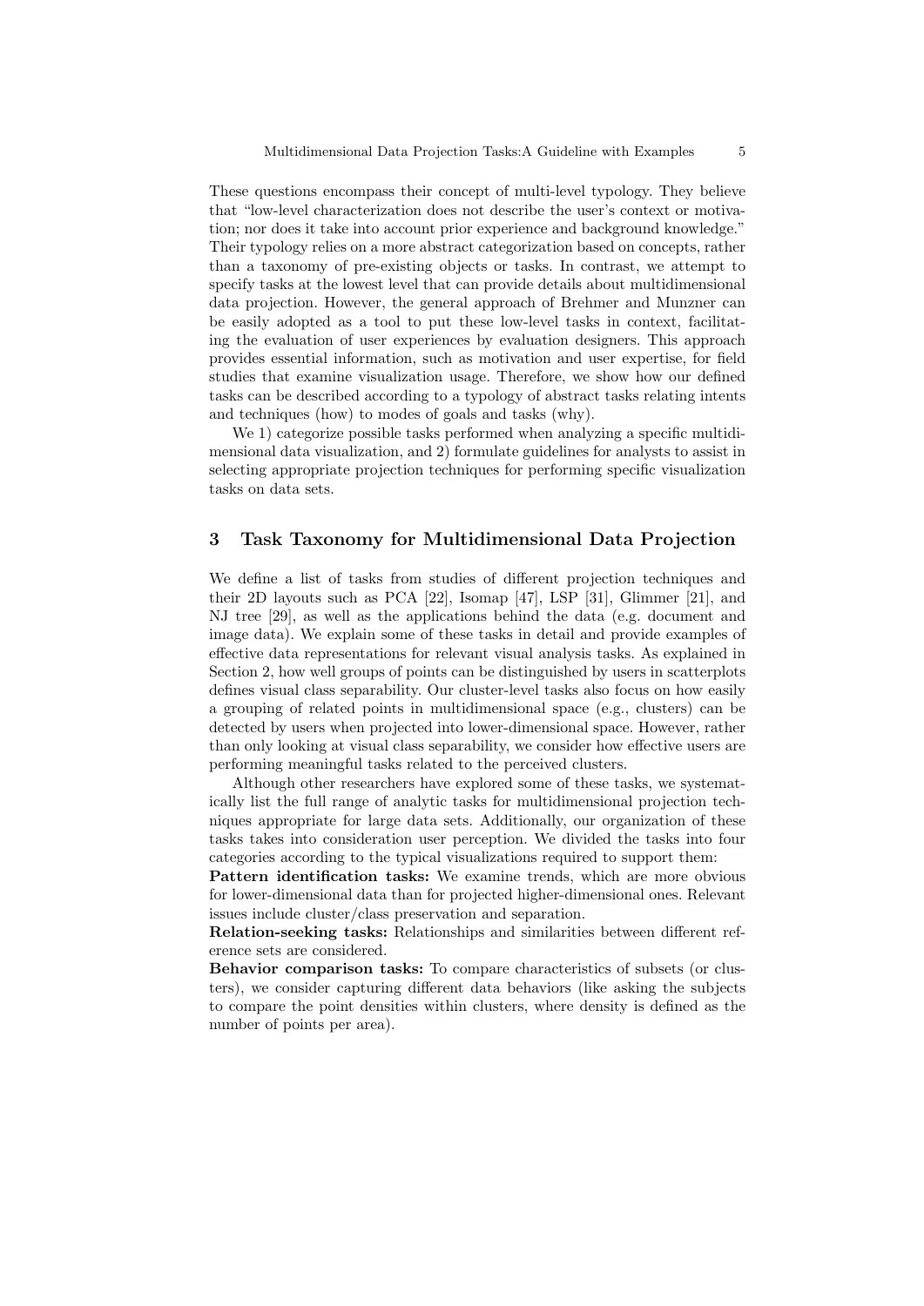These questions encompass their concept of multi-level typology. They believe that "low-level characterization does not describe the user's context or motivation; nor does it take into account prior experience and background knowledge." Their typology relies on a more abstract categorization based on concepts, rather than a taxonomy of pre-existing objects or tasks. In contrast, we attempt to specify tasks at the lowest level that can provide details about multidimensional data projection. However, the general approach of Brehmer and Munzner can be easily adopted as a tool to put these low-level tasks in context, facilitating the evaluation of user experiences by evaluation designers. This approach provides essential information, such as motivation and user expertise, for field studies that examine visualization usage. Therefore, we show how our defined tasks can be described according to a typology of abstract tasks relating intents and techniques (how) to modes of goals and tasks (why).

We 1) categorize possible tasks performed when analyzing a specific multidimensional data visualization, and 2) formulate guidelines for analysts to assist in selecting appropriate projection techniques for performing specific visualization tasks on data sets.

## 3 Task Taxonomy for Multidimensional Data Projection

We define a list of tasks from studies of different projection techniques and their 2D layouts such as PCA [22], Isomap [47], LSP [31], Glimmer [21], and NJ tree [29], as well as the applications behind the data (e.g. document and image data). We explain some of these tasks in detail and provide examples of effective data representations for relevant visual analysis tasks. As explained in Section 2, how well groups of points can be distinguished by users in scatterplots defines visual class separability. Our cluster-level tasks also focus on how easily a grouping of related points in multidimensional space (e.g., clusters) can be detected by users when projected into lower-dimensional space. However, rather than only looking at visual class separability, we consider how effective users are performing meaningful tasks related to the perceived clusters.

Although other researchers have explored some of these tasks, we systematically list the full range of analytic tasks for multidimensional projection techniques appropriate for large data sets. Additionally, our organization of these tasks takes into consideration user perception. We divided the tasks into four categories according to the typical visualizations required to support them:

**Pattern identification tasks:** We examine trends, which are more obvious for lower-dimensional data than for projected higher-dimensional ones. Relevant issues include cluster/class preservation and separation.

**Relation-seeking tasks:** Relationships and similarities between different reference sets are considered.

**Behavior comparison tasks:** To compare characteristics of subsets (or clusters), we consider capturing different data behaviors (like asking the subjects to compare the point densities within clusters, where density is defined as the number of points per area).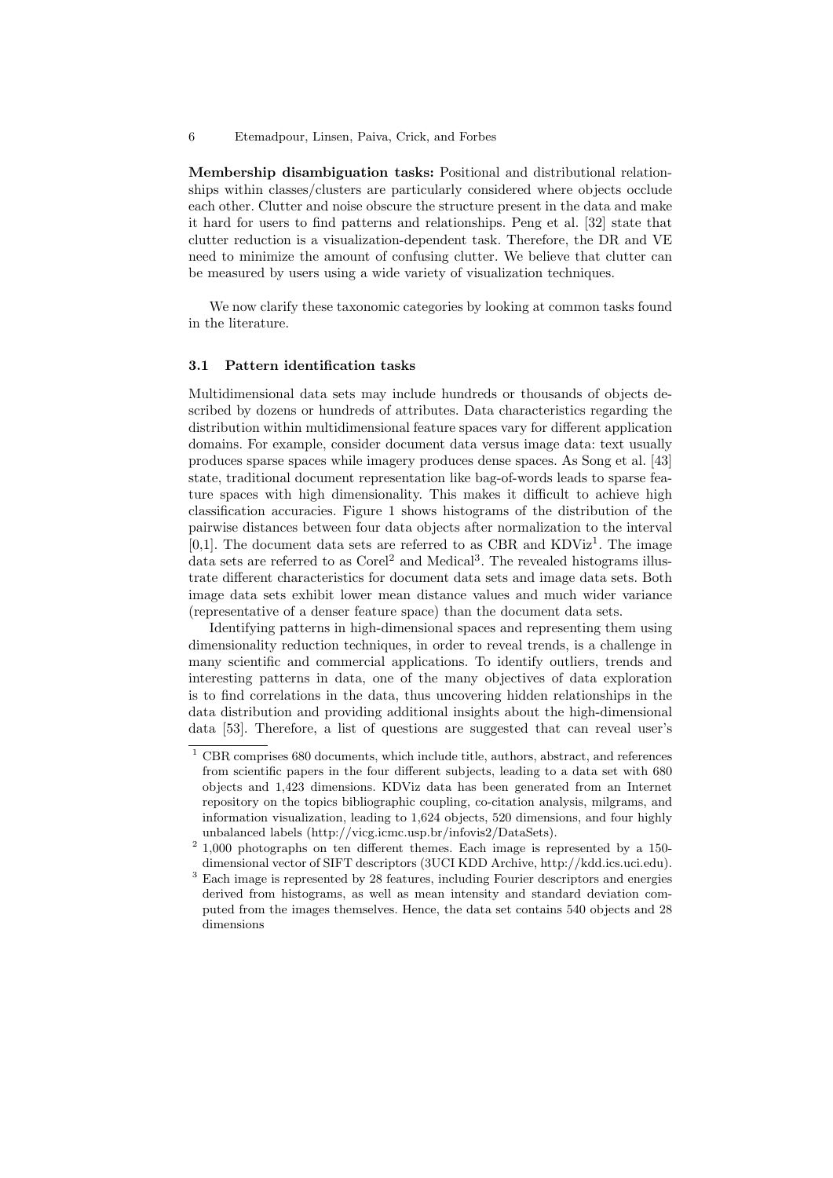**Membership disambiguation tasks:** Positional and distributional relationships within classes/clusters are particularly considered where objects occlude each other. Clutter and noise obscure the structure present in the data and make it hard for users to find patterns and relationships. Peng et al. [32] state that clutter reduction is a visualization-dependent task. Therefore, the DR and VE need to minimize the amount of confusing clutter. We believe that clutter can be measured by users using a wide variety of visualization techniques.

We now clarify these taxonomic categories by looking at common tasks found in the literature.

### 3.1 Pattern identification tasks

Multidimensional data sets may include hundreds or thousands of objects described by dozens or hundreds of attributes. Data characteristics regarding the distribution within multidimensional feature spaces vary for different application domains. For example, consider document data versus image data: text usually produces sparse spaces while imagery produces dense spaces. As Song et al. [43] state, traditional document representation like bag-of-words leads to sparse feature spaces with high dimensionality. This makes it difficult to achieve high classification accuracies. Figure 1 shows histograms of the distribution of the pairwise distances between four data objects after normalization to the interval [0,1]. The document data sets are referred to as CBR and KDViz[1]. The image data sets are referred to as Corel[2] and Medical[3]. The revealed histograms illustrate different characteristics for document data sets and image data sets. Both image data sets exhibit lower mean distance values and much wider variance (representative of a denser feature space) than the document data sets.

Identifying patterns in high-dimensional spaces and representing them using dimensionality reduction techniques, in order to reveal trends, is a challenge in many scientific and commercial applications. To identify outliers, trends and interesting patterns in data, one of the many objectives of data exploration is to find correlations in the data, thus uncovering hidden relationships in the data distribution and providing additional insights about the high-dimensional data [53]. Therefore, a list of questions are suggested that can reveal user's

---

[1] CBR comprises 680 documents, which include title, authors, abstract, and references from scientific papers in the four different subjects, leading to a data set with 680 objects and 1,423 dimensions. KDViz data has been generated from an Internet repository on the topics bibliographic coupling, co-citation analysis, milgrams, and information visualization, leading to 1,624 objects, 520 dimensions, and four highly unbalanced labels (http://vicg.icmc.usp.br/infovis2/DataSets).

[2] 1,000 photographs on ten different themes. Each image is represented by a 150-dimensional vector of SIFT descriptors (3UCI KDD Archive, http://kdd.ics.uci.edu).

[3] Each image is represented by 28 features, including Fourier descriptors and energies derived from histograms, as well as mean intensity and standard deviation computed from the images themselves. Hence, the data set contains 540 objects and 28 dimensions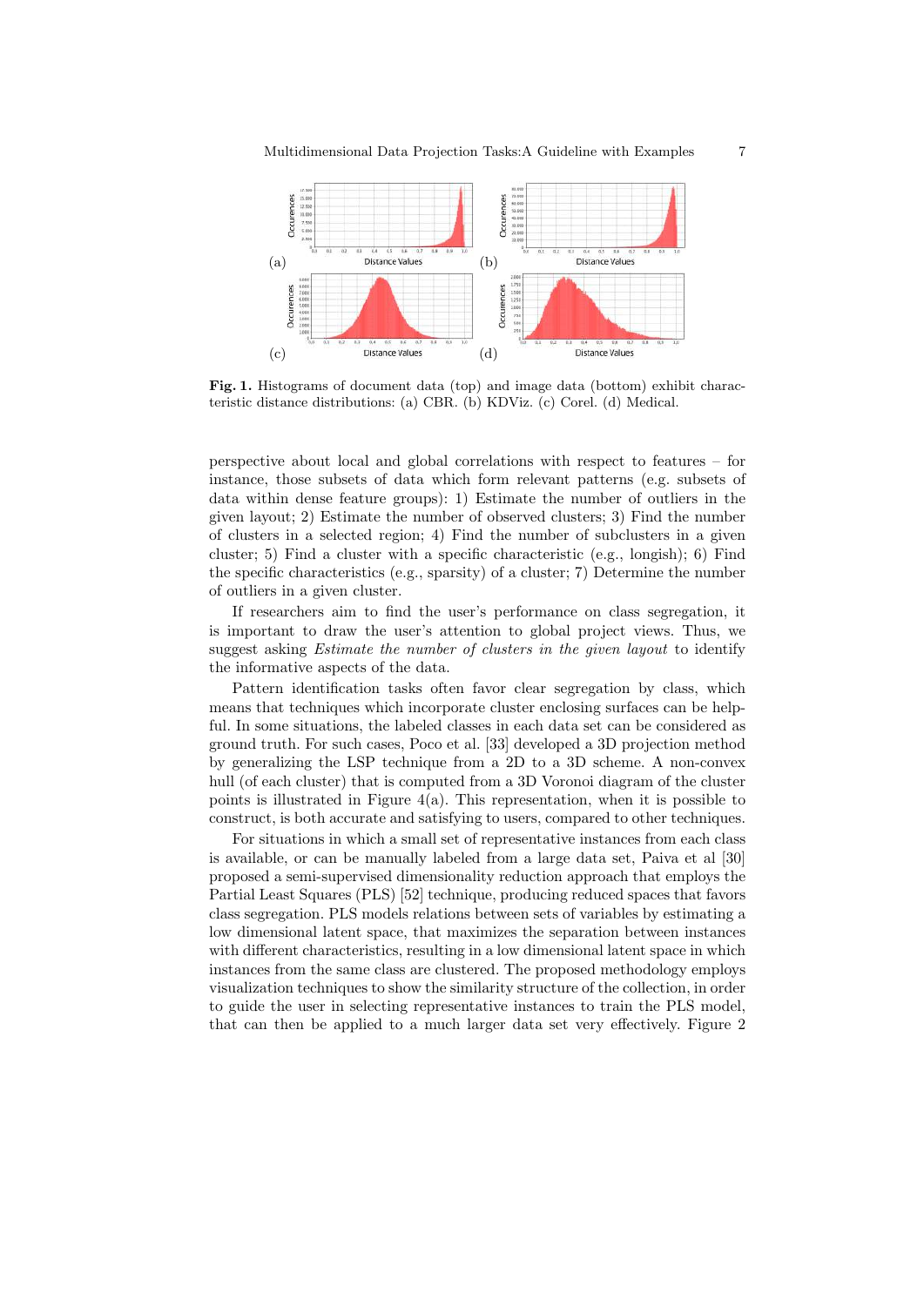**Fig. 1.** Histograms of document data (top) and image data (bottom) exhibit characteristic distance distributions: (a) CBR. (b) KDViz. (c) Corel. (d) Medical.

perspective about local and global correlations with respect to features – for instance, those subsets of data which form relevant patterns (e.g. subsets of data within dense feature groups): 1) Estimate the number of outliers in the given layout; 2) Estimate the number of observed clusters; 3) Find the number of clusters in a selected region; 4) Find the number of subclusters in a given cluster; 5) Find a cluster with a specific characteristic (e.g., longish); 6) Find the specific characteristics (e.g., sparsity) of a cluster; 7) Determine the number of outliers in a given cluster.

If researchers aim to find the user's performance on class segregation, it is important to draw the user's attention to global project views. Thus, we suggest asking *Estimate the number of clusters in the given layout* to identify the informative aspects of the data.

Pattern identification tasks often favor clear segregation by class, which means that techniques which incorporate cluster enclosing surfaces can be helpful. In some situations, the labeled classes in each data set can be considered as ground truth. For such cases, Poco et al. [33] developed a 3D projection method by generalizing the LSP technique from a 2D to a 3D scheme. A non-convex hull (of each cluster) that is computed from a 3D Voronoi diagram of the cluster points is illustrated in Figure 4(a). This representation, when it is possible to construct, is both accurate and satisfying to users, compared to other techniques.

For situations in which a small set of representative instances from each class is available, or can be manually labeled from a large data set, Paiva et al [30] proposed a semi-supervised dimensionality reduction approach that employs the Partial Least Squares (PLS) [52] technique, producing reduced spaces that favors class segregation. PLS models relations between sets of variables by estimating a low dimensional latent space, that maximizes the separation between instances with different characteristics, resulting in a low dimensional latent space in which instances from the same class are clustered. The proposed methodology employs visualization techniques to show the similarity structure of the collection, in order to guide the user in selecting representative instances to train the PLS model, that can then be applied to a much larger data set very effectively. Figure 2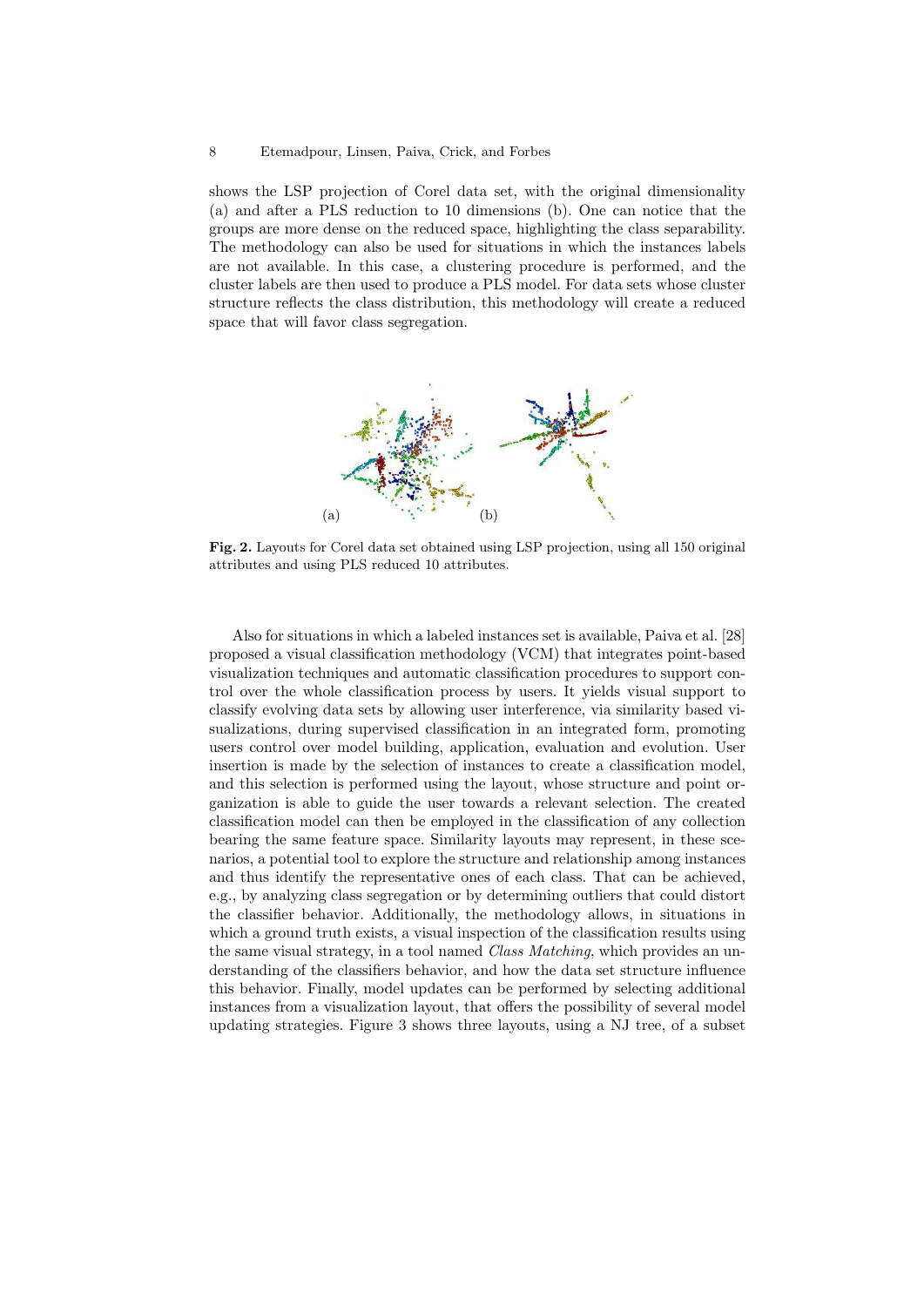shows the LSP projection of Corel data set, with the original dimensionality (a) and after a PLS reduction to 10 dimensions (b). One can notice that the groups are more dense on the reduced space, highlighting the class separability. The methodology can also be used for situations in which the instances labels are not available. In this case, a clustering procedure is performed, and the cluster labels are then used to produce a PLS model. For data sets whose cluster structure reflects the class distribution, this methodology will create a reduced space that will favor class segregation.

(a) (b)

**Fig. 2.** Layouts for Corel data set obtained using LSP projection, using all 150 original attributes and using PLS reduced 10 attributes.

Also for situations in which a labeled instances set is available, Paiva et al. [28] proposed a visual classification methodology (VCM) that integrates point-based visualization techniques and automatic classification procedures to support control over the whole classification process by users. It yields visual support to classify evolving data sets by allowing user interference, via similarity based visualizations, during supervised classification in an integrated form, promoting users control over model building, application, evaluation and evolution. User insertion is made by the selection of instances to create a classification model, and this selection is performed using the layout, whose structure and point organization is able to guide the user towards a relevant selection. The created classification model can then be employed in the classification of any collection bearing the same feature space. Similarity layouts may represent, in these scenarios, a potential tool to explore the structure and relationship among instances and thus identify the representative ones of each class. That can be achieved, e.g., by analyzing class segregation or by determining outliers that could distort the classifier behavior. Additionally, the methodology allows, in situations in which a ground truth exists, a visual inspection of the classification results using the same visual strategy, in a tool named *Class Matching*, which provides an understanding of the classifiers behavior, and how the data set structure influence this behavior. Finally, model updates can be performed by selecting additional instances from a visualization layout, that offers the possibility of several model updating strategies. Figure 3 shows three layouts, using a NJ tree, of a subset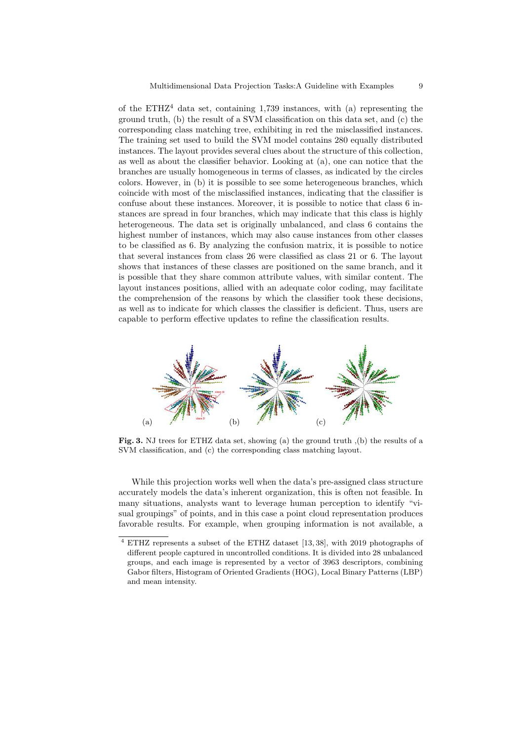of the ETHZ[4] data set, containing 1,739 instances, with (a) representing the ground truth, (b) the result of a SVM classification on this data set, and (c) the corresponding class matching tree, exhibiting in red the misclassified instances. The training set used to build the SVM model contains 280 equally distributed instances. The layout provides several clues about the structure of this collection, as well as about the classifier behavior. Looking at (a), one can notice that the branches are usually homogeneous in terms of classes, as indicated by the circles colors. However, in (b) it is possible to see some heterogeneous branches, which coincide with most of the misclassified instances, indicating that the classifier is confuse about these instances. Moreover, it is possible to notice that class 6 instances are spread in four branches, which may indicate that this class is highly heterogeneous. The data set is originally unbalanced, and class 6 contains the highest number of instances, which may also cause instances from other classes to be classified as 6. By analyzing the confusion matrix, it is possible to notice that several instances from class 26 were classified as class 21 or 6. The layout shows that instances of these classes are positioned on the same branch, and it is possible that they share common attribute values, with similar content. The layout instances positions, allied with an adequate color coding, may facilitate the comprehension of the reasons by which the classifier took these decisions, as well as to indicate for which classes the classifier is deficient. Thus, users are capable to perform effective updates to refine the classification results.

**Fig. 3.** NJ trees for ETHZ data set, showing (a) the ground truth ,(b) the results of a SVM classification, and (c) the corresponding class matching layout.

While this projection works well when the data's pre-assigned class structure accurately models the data's inherent organization, this is often not feasible. In many situations, analysts want to leverage human perception to identify "visual groupings" of points, and in this case a point cloud representation produces favorable results. For example, when grouping information is not available, a

[4] ETHZ represents a subset of the ETHZ dataset [13, 38], with 2019 photographs of different people captured in uncontrolled conditions. It is divided into 28 unbalanced groups, and each image is represented by a vector of 3963 descriptors, combining Gabor filters, Histogram of Oriented Gradients (HOG), Local Binary Patterns (LBP) and mean intensity.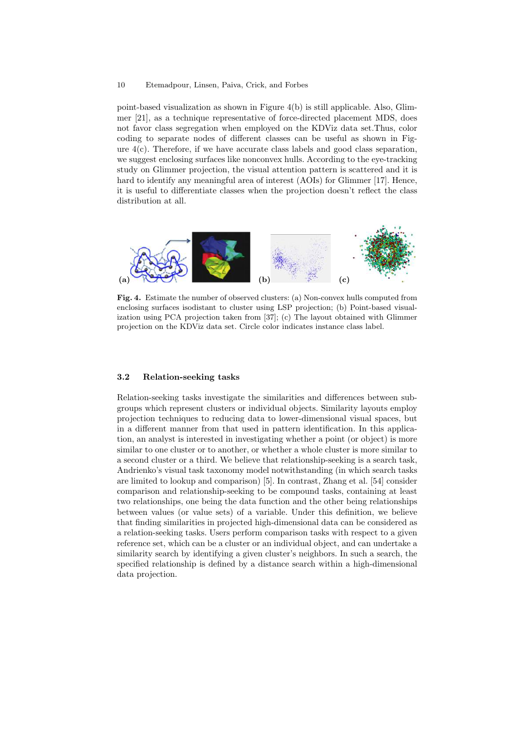point-based visualization as shown in Figure 4(b) is still applicable. Also, Glimmer [21], as a technique representative of force-directed placement MDS, does not favor class segregation when employed on the KDViz data set.Thus, color coding to separate nodes of different classes can be useful as shown in Figure 4(c). Therefore, if we have accurate class labels and good class separation, we suggest enclosing surfaces like nonconvex hulls. According to the eye-tracking study on Glimmer projection, the visual attention pattern is scattered and it is hard to identify any meaningful area of interest (AOIs) for Glimmer [17]. Hence, it is useful to differentiate classes when the projection doesn't reflect the class distribution at all.

(a) (b) (c)

**Fig. 4.** Estimate the number of observed clusters: (a) Non-convex hulls computed from enclosing surfaces isodistant to cluster using LSP projection; (b) Point-based visualization using PCA projection taken from [37]; (c) The layout obtained with Glimmer projection on the KDViz data set. Circle color indicates instance class label.

### 3.2 Relation-seeking tasks

Relation-seeking tasks investigate the similarities and differences between subgroups which represent clusters or individual objects. Similarity layouts employ projection techniques to reducing data to lower-dimensional visual spaces, but in a different manner from that used in pattern identification. In this application, an analyst is interested in investigating whether a point (or object) is more similar to one cluster or to another, or whether a whole cluster is more similar to a second cluster or a third. We believe that relationship-seeking is a search task, Andrienko's visual task taxonomy model notwithstanding (in which search tasks are limited to lookup and comparison) [5]. In contrast, Zhang et al. [54] consider comparison and relationship-seeking to be compound tasks, containing at least two relationships, one being the data function and the other being relationships between values (or value sets) of a variable. Under this definition, we believe that finding similarities in projected high-dimensional data can be considered as a relation-seeking tasks. Users perform comparison tasks with respect to a given reference set, which can be a cluster or an individual object, and can undertake a similarity search by identifying a given cluster's neighbors. In such a search, the specified relationship is defined by a distance search within a high-dimensional data projection.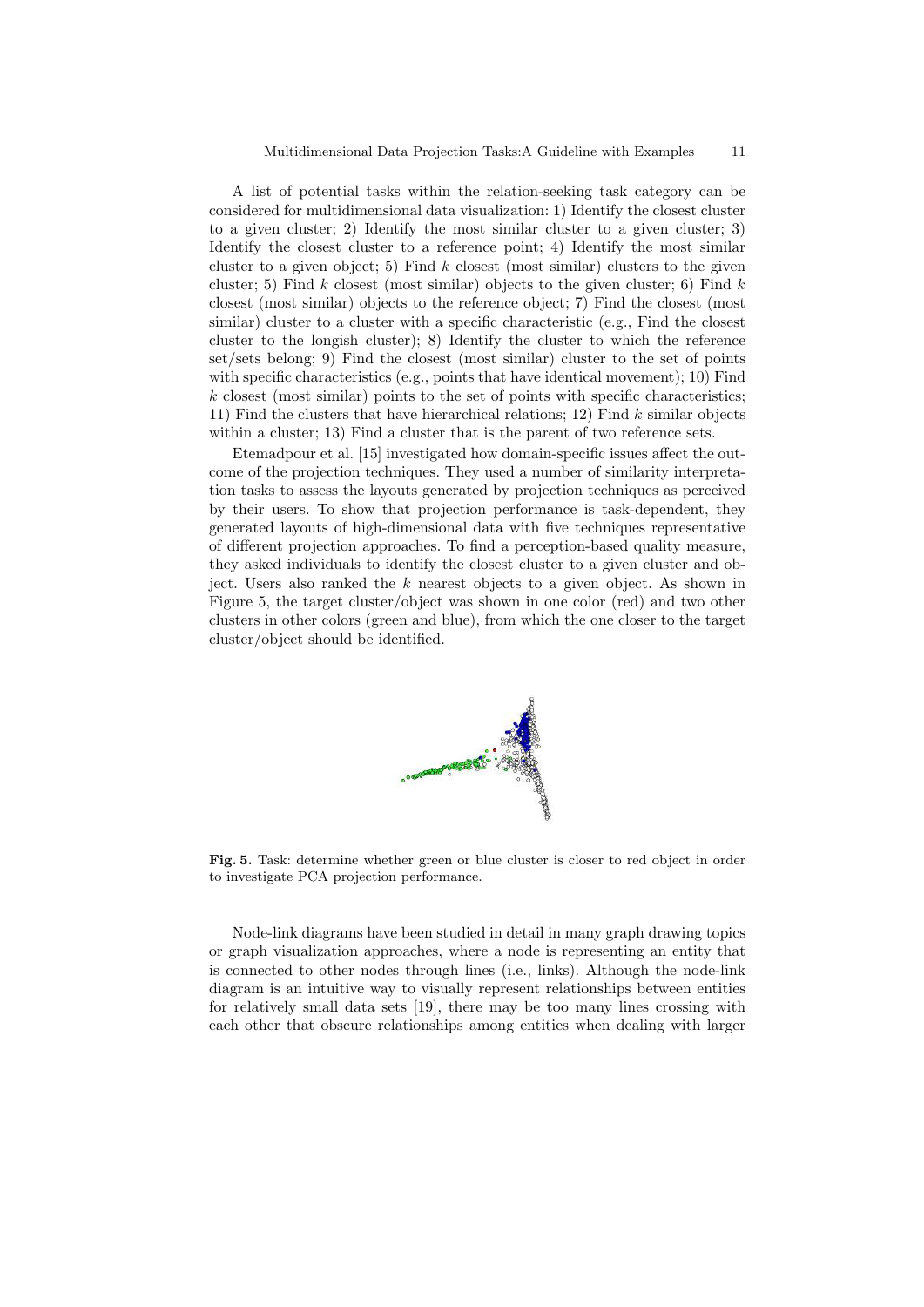A list of potential tasks within the relation-seeking task category can be considered for multidimensional data visualization: 1) Identify the closest cluster to a given cluster; 2) Identify the most similar cluster to a given cluster; 3) Identify the closest cluster to a reference point; 4) Identify the most similar cluster to a given object; 5) Find $k$ closest (most similar) clusters to the given cluster; 5) Find $k$ closest (most similar) objects to the given cluster; 6) Find $k$ closest (most similar) objects to the reference object; 7) Find the closest (most similar) cluster to a cluster with a specific characteristic (e.g., Find the closest cluster to the longish cluster); 8) Identify the cluster to which the reference set/sets belong; 9) Find the closest (most similar) cluster to the set of points with specific characteristics (e.g., points that have identical movement); 10) Find $k$ closest (most similar) points to the set of points with specific characteristics; 11) Find the clusters that have hierarchical relations; 12) Find $k$ similar objects within a cluster; 13) Find a cluster that is the parent of two reference sets.

Etemadpour et al. [15] investigated how domain-specific issues affect the outcome of the projection techniques. They used a number of similarity interpretation tasks to assess the layouts generated by projection techniques as perceived by their users. To show that projection performance is task-dependent, they generated layouts of high-dimensional data with five techniques representative of different projection approaches. To find a perception-based quality measure, they asked individuals to identify the closest cluster to a given cluster and object. Users also ranked the $k$ nearest objects to a given object. As shown in Figure 5, the target cluster/object was shown in one color (red) and two other clusters in other colors (green and blue), from which the one closer to the target cluster/object should be identified.

**Fig. 5.** Task: determine whether green or blue cluster is closer to red object in order to investigate PCA projection performance.

Node-link diagrams have been studied in detail in many graph drawing topics or graph visualization approaches, where a node is representing an entity that is connected to other nodes through lines (i.e., links). Although the node-link diagram is an intuitive way to visually represent relationships between entities for relatively small data sets [19], there may be too many lines crossing with each other that obscure relationships among entities when dealing with larger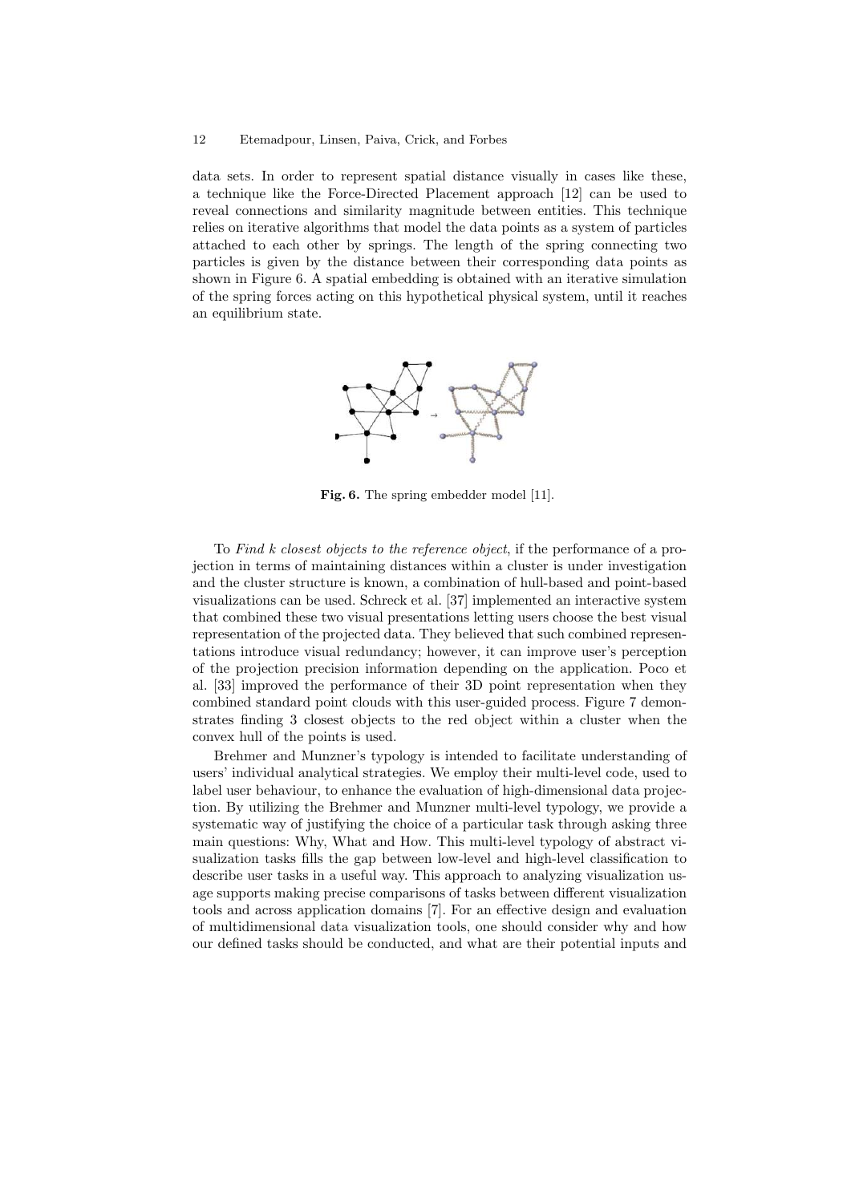data sets. In order to represent spatial distance visually in cases like these, a technique like the Force-Directed Placement approach [12] can be used to reveal connections and similarity magnitude between entities. This technique relies on iterative algorithms that model the data points as a system of particles attached to each other by springs. The length of the spring connecting two particles is given by the distance between their corresponding data points as shown in Figure 6. A spatial embedding is obtained with an iterative simulation of the spring forces acting on this hypothetical physical system, until it reaches an equilibrium state.

**Fig. 6.** The spring embedder model [11].

To *Find k closest objects to the reference object*, if the performance of a projection in terms of maintaining distances within a cluster is under investigation and the cluster structure is known, a combination of hull-based and point-based visualizations can be used. Schreck et al. [37] implemented an interactive system that combined these two visual presentations letting users choose the best visual representation of the projected data. They believed that such combined representations introduce visual redundancy; however, it can improve user's perception of the projection precision information depending on the application. Poco et al. [33] improved the performance of their 3D point representation when they combined standard point clouds with this user-guided process. Figure 7 demonstrates finding 3 closest objects to the red object within a cluster when the convex hull of the points is used.

Brehmer and Munzner's typology is intended to facilitate understanding of users' individual analytical strategies. We employ their multi-level code, used to label user behaviour, to enhance the evaluation of high-dimensional data projection. By utilizing the Brehmer and Munzner multi-level typology, we provide a systematic way of justifying the choice of a particular task through asking three main questions: Why, What and How. This multi-level typology of abstract visualization tasks fills the gap between low-level and high-level classification to describe user tasks in a useful way. This approach to analyzing visualization usage supports making precise comparisons of tasks between different visualization tools and across application domains [7]. For an effective design and evaluation of multidimensional data visualization tools, one should consider why and how our defined tasks should be conducted, and what are their potential inputs and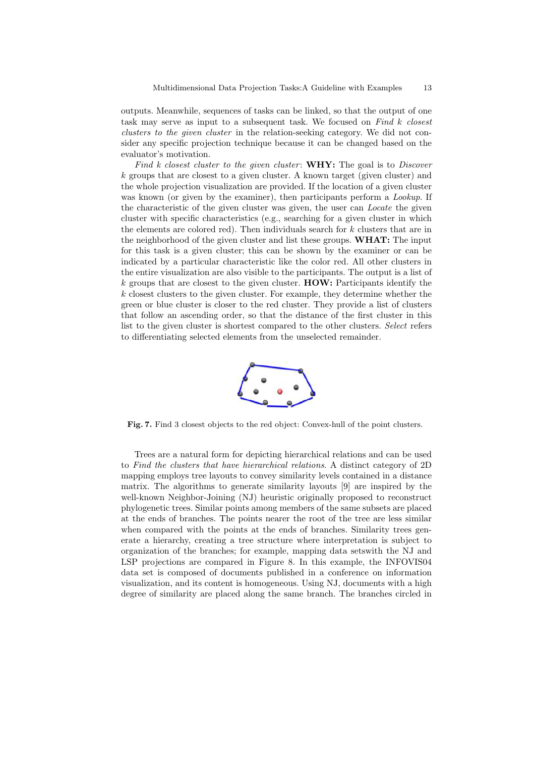outputs. Meanwhile, sequences of tasks can be linked, so that the output of one task may serve as input to a subsequent task. We focused on *Find k closest clusters to the given cluster* in the relation-seeking category. We did not consider any specific projection technique because it can be changed based on the evaluator's motivation.

*Find k closest cluster to the given cluster*: **WHY:** The goal is to *Discover* $k$ groups that are closest to a given cluster. A known target (given cluster) and the whole projection visualization are provided. If the location of a given cluster was known (or given by the examiner), then participants perform a *Lookup*. If the characteristic of the given cluster was given, the user can *Locate* the given cluster with specific characteristics (e.g., searching for a given cluster in which the elements are colored red). Then individuals search for $k$ clusters that are in the neighborhood of the given cluster and list these groups. **WHAT:** The input for this task is a given cluster; this can be shown by the examiner or can be indicated by a particular characteristic like the color red. All other clusters in the entire visualization are also visible to the participants. The output is a list of $k$ groups that are closest to the given cluster. **HOW:** Participants identify the $k$ closest clusters to the given cluster. For example, they determine whether the green or blue cluster is closer to the red cluster. They provide a list of clusters that follow an ascending order, so that the distance of the first cluster in this list to the given cluster is shortest compared to the other clusters. *Select* refers to differentiating selected elements from the unselected remainder.

**Fig. 7.** Find 3 closest objects to the red object: Convex-hull of the point clusters.

Trees are a natural form for depicting hierarchical relations and can be used to *Find the clusters that have hierarchical relations*. A distinct category of 2D mapping employs tree layouts to convey similarity levels contained in a distance matrix. The algorithms to generate similarity layouts [9] are inspired by the well-known Neighbor-Joining (NJ) heuristic originally proposed to reconstruct phylogenetic trees. Similar points among members of the same subsets are placed at the ends of branches. The points nearer the root of the tree are less similar when compared with the points at the ends of branches. Similarity trees generate a hierarchy, creating a tree structure where interpretation is subject to organization of the branches; for example, mapping data setswith the NJ and LSP projections are compared in Figure 8. In this example, the INFOVIS04 data set is composed of documents published in a conference on information visualization, and its content is homogeneous. Using NJ, documents with a high degree of similarity are placed along the same branch. The branches circled in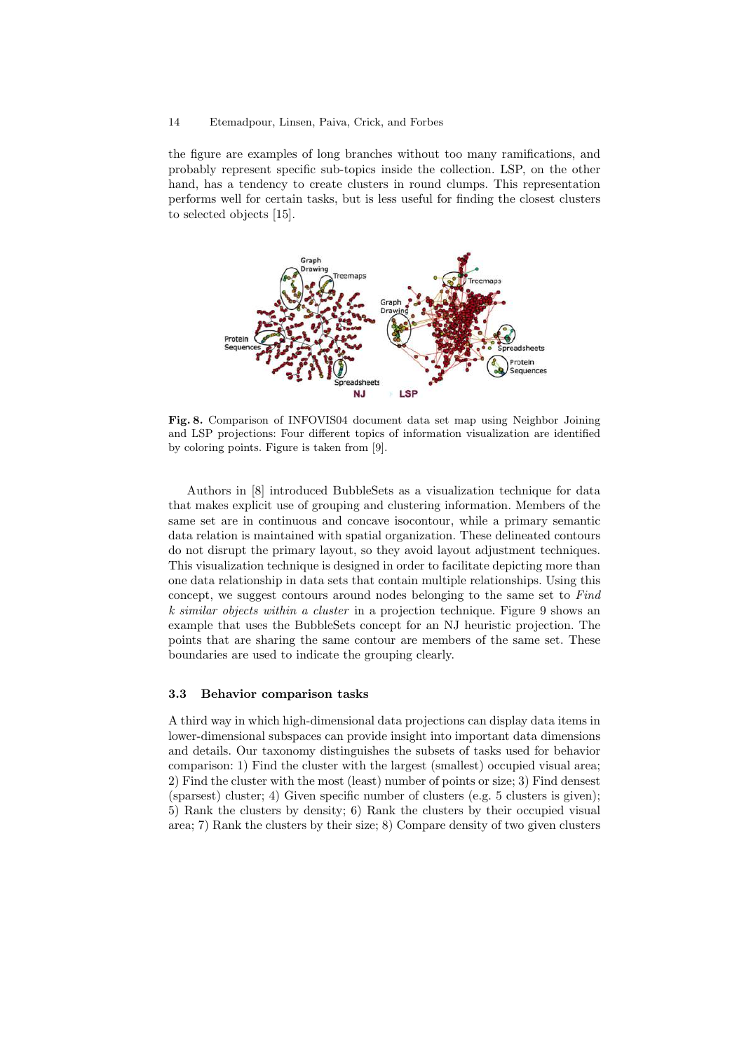the figure are examples of long branches without too many ramifications, and probably represent specific sub-topics inside the collection. LSP, on the other hand, has a tendency to create clusters in round clumps. This representation performs well for certain tasks, but is less useful for finding the closest clusters to selected objects [15].

**Fig. 8.** Comparison of INFOVIS04 document data set map using Neighbor Joining and LSP projections: Four different topics of information visualization are identified by coloring points. Figure is taken from [9].

Authors in [8] introduced BubbleSets as a visualization technique for data that makes explicit use of grouping and clustering information. Members of the same set are in continuous and concave isocontour, while a primary semantic data relation is maintained with spatial organization. These delineated contours do not disrupt the primary layout, so they avoid layout adjustment techniques. This visualization technique is designed in order to facilitate depicting more than one data relationship in data sets that contain multiple relationships. Using this concept, we suggest contours around nodes belonging to the same set to *Find k similar objects within a cluster* in a projection technique. Figure 9 shows an example that uses the BubbleSets concept for an NJ heuristic projection. The points that are sharing the same contour are members of the same set. These boundaries are used to indicate the grouping clearly.

### 3.3 Behavior comparison tasks

A third way in which high-dimensional data projections can display data items in lower-dimensional subspaces can provide insight into important data dimensions and details. Our taxonomy distinguishes the subsets of tasks used for behavior comparison: 1) Find the cluster with the largest (smallest) occupied visual area; 2) Find the cluster with the most (least) number of points or size; 3) Find densest (sparsest) cluster; 4) Given specific number of clusters (e.g. 5 clusters is given); 5) Rank the clusters by density; 6) Rank the clusters by their occupied visual area; 7) Rank the clusters by their size; 8) Compare density of two given clusters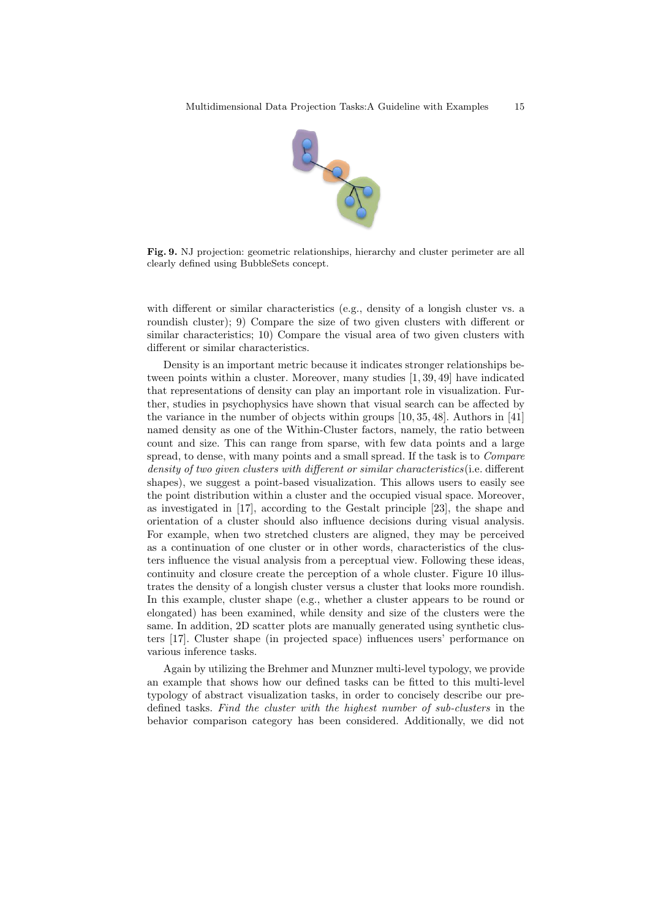**Fig. 9.** NJ projection: geometric relationships, hierarchy and cluster perimeter are all clearly defined using BubbleSets concept.

with different or similar characteristics (e.g., density of a longish cluster vs. a roundish cluster); 9) Compare the size of two given clusters with different or similar characteristics; 10) Compare the visual area of two given clusters with different or similar characteristics.

Density is an important metric because it indicates stronger relationships between points within a cluster. Moreover, many studies [1, 39, 49] have indicated that representations of density can play an important role in visualization. Further, studies in psychophysics have shown that visual search can be affected by the variance in the number of objects within groups [10, 35, 48]. Authors in [41] named density as one of the Within-Cluster factors, namely, the ratio between count and size. This can range from sparse, with few data points and a large spread, to dense, with many points and a small spread. If the task is to *Compare density of two given clusters with different or similar characteristics*(i.e. different shapes), we suggest a point-based visualization. This allows users to easily see the point distribution within a cluster and the occupied visual space. Moreover, as investigated in [17], according to the Gestalt principle [23], the shape and orientation of a cluster should also influence decisions during visual analysis. For example, when two stretched clusters are aligned, they may be perceived as a continuation of one cluster or in other words, characteristics of the clusters influence the visual analysis from a perceptual view. Following these ideas, continuity and closure create the perception of a whole cluster. Figure 10 illustrates the density of a longish cluster versus a cluster that looks more roundish. In this example, cluster shape (e.g., whether a cluster appears to be round or elongated) has been examined, while density and size of the clusters were the same. In addition, 2D scatter plots are manually generated using synthetic clusters [17]. Cluster shape (in projected space) influences users' performance on various inference tasks.

Again by utilizing the Brehmer and Munzner multi-level typology, we provide an example that shows how our defined tasks can be fitted to this multi-level typology of abstract visualization tasks, in order to concisely describe our predefined tasks. *Find the cluster with the highest number of sub-clusters* in the behavior comparison category has been considered. Additionally, we did not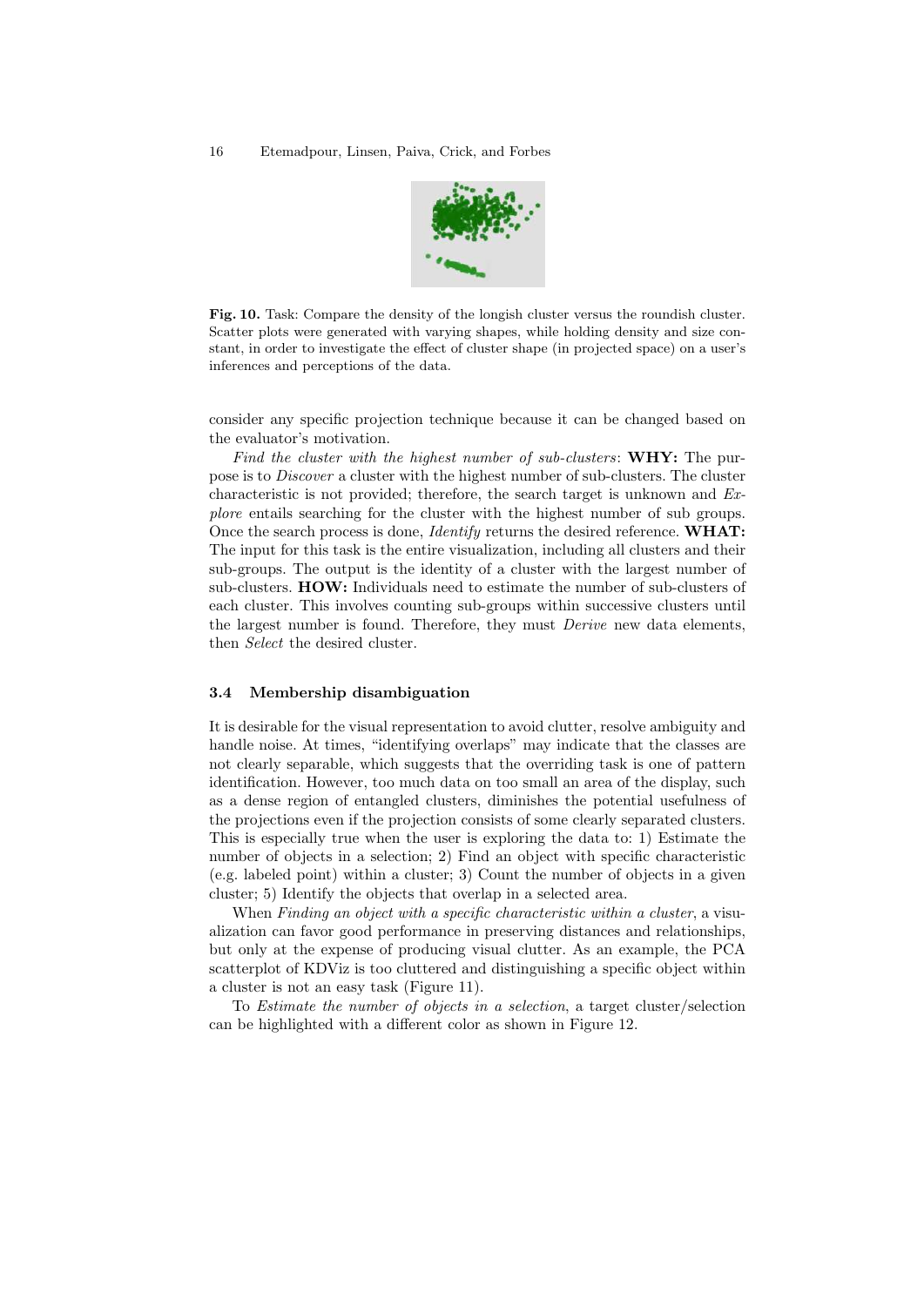**Fig. 10.** Task: Compare the density of the longish cluster versus the roundish cluster. Scatter plots were generated with varying shapes, while holding density and size constant, in order to investigate the effect of cluster shape (in projected space) on a user's inferences and perceptions of the data.

consider any specific projection technique because it can be changed based on the evaluator's motivation.

*Find the cluster with the highest number of sub-clusters*: **WHY:** The purpose is to *Discover* a cluster with the highest number of sub-clusters. The cluster characteristic is not provided; therefore, the search target is unknown and *Explore* entails searching for the cluster with the highest number of sub groups. Once the search process is done, *Identify* returns the desired reference. **WHAT:** The input for this task is the entire visualization, including all clusters and their sub-groups. The output is the identity of a cluster with the largest number of sub-clusters. **HOW:** Individuals need to estimate the number of sub-clusters of each cluster. This involves counting sub-groups within successive clusters until the largest number is found. Therefore, they must *Derive* new data elements, then *Select* the desired cluster.

### 3.4 Membership disambiguation

It is desirable for the visual representation to avoid clutter, resolve ambiguity and handle noise. At times, "identifying overlaps" may indicate that the classes are not clearly separable, which suggests that the overriding task is one of pattern identification. However, too much data on too small an area of the display, such as a dense region of entangled clusters, diminishes the potential usefulness of the projections even if the projection consists of some clearly separated clusters. This is especially true when the user is exploring the data to: 1) Estimate the number of objects in a selection; 2) Find an object with specific characteristic (e.g. labeled point) within a cluster; 3) Count the number of objects in a given cluster; 5) Identify the objects that overlap in a selected area.

When *Finding an object with a specific characteristic within a cluster*, a visualization can favor good performance in preserving distances and relationships, but only at the expense of producing visual clutter. As an example, the PCA scatterplot of KDViz is too cluttered and distinguishing a specific object within a cluster is not an easy task (Figure 11).

To *Estimate the number of objects in a selection*, a target cluster/selection can be highlighted with a different color as shown in Figure 12.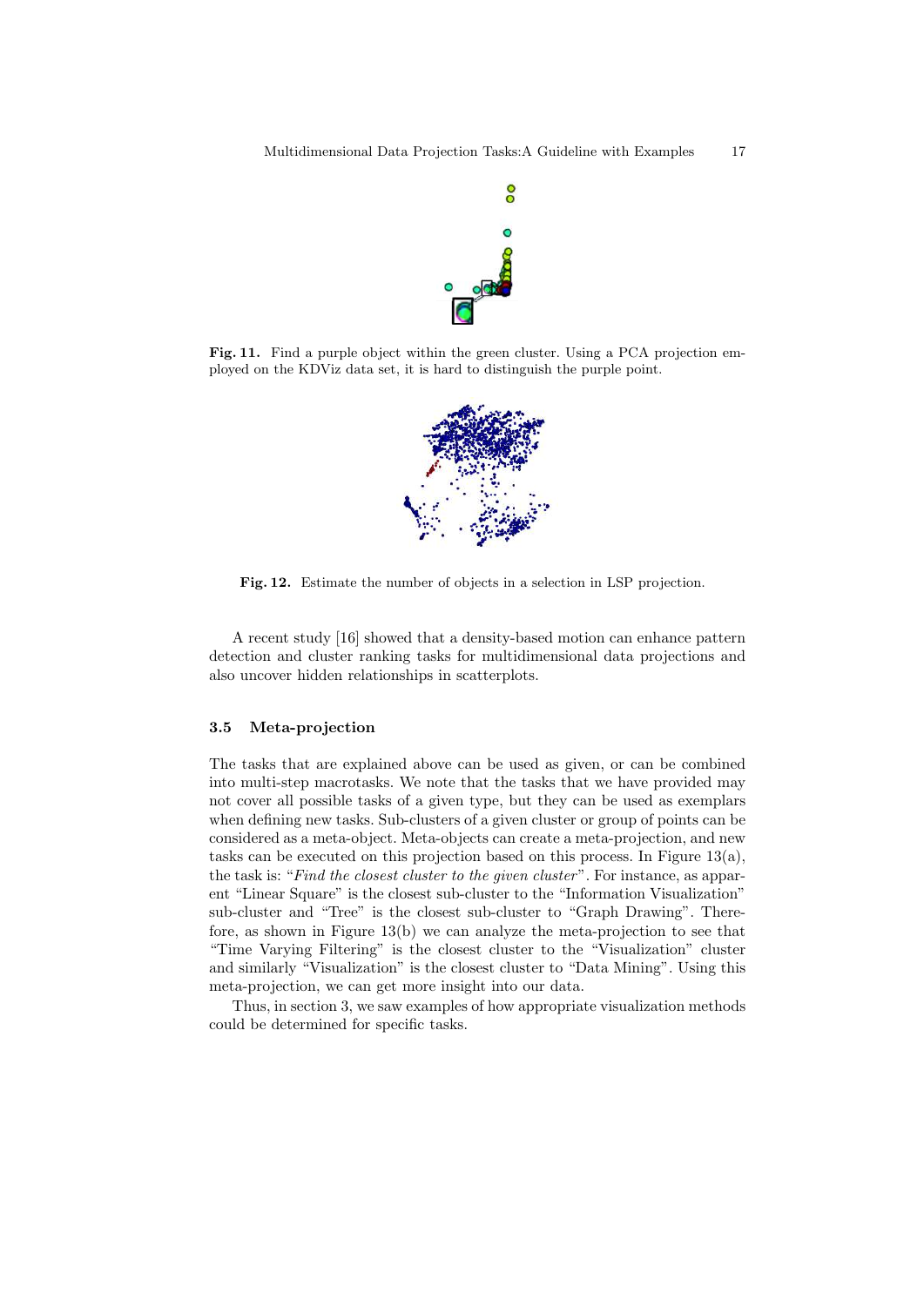**Fig. 11.** Find a purple object within the green cluster. Using a PCA projection employed on the KDViz data set, it is hard to distinguish the purple point.

**Fig. 12.** Estimate the number of objects in a selection in LSP projection.

A recent study [16] showed that a density-based motion can enhance pattern detection and cluster ranking tasks for multidimensional data projections and also uncover hidden relationships in scatterplots.

### 3.5 Meta-projection

The tasks that are explained above can be used as given, or can be combined into multi-step macrotasks. We note that the tasks that we have provided may not cover all possible tasks of a given type, but they can be used as exemplars when defining new tasks. Sub-clusters of a given cluster or group of points can be considered as a meta-object. Meta-objects can create a meta-projection, and new tasks can be executed on this projection based on this process. In Figure 13(a), the task is: "*Find the closest cluster to the given cluster*". For instance, as apparent "Linear Square" is the closest sub-cluster to the "Information Visualization" sub-cluster and "Tree" is the closest sub-cluster to "Graph Drawing". Therefore, as shown in Figure 13(b) we can analyze the meta-projection to see that "Time Varying Filtering" is the closest cluster to the "Visualization" cluster and similarly "Visualization" is the closest cluster to "Data Mining". Using this meta-projection, we can get more insight into our data.

Thus, in section 3, we saw examples of how appropriate visualization methods could be determined for specific tasks.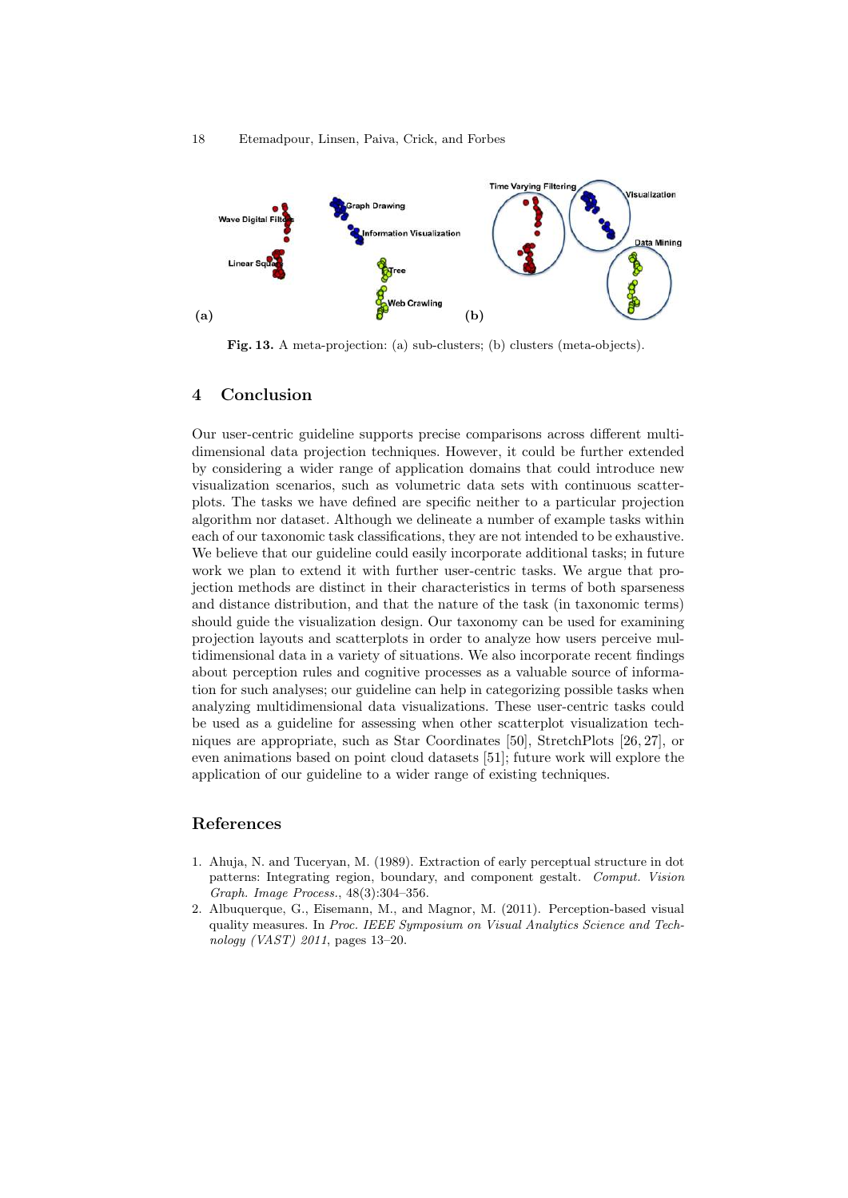**Fig. 13.** A meta-projection: (a) sub-clusters; (b) clusters (meta-objects).

## 4 Conclusion

Our user-centric guideline supports precise comparisons across different multidimensional data projection techniques. However, it could be further extended by considering a wider range of application domains that could introduce new visualization scenarios, such as volumetric data sets with continuous scatterplots. The tasks we have defined are specific neither to a particular projection algorithm nor dataset. Although we delineate a number of example tasks within each of our taxonomic task classifications, they are not intended to be exhaustive. We believe that our guideline could easily incorporate additional tasks; in future work we plan to extend it with further user-centric tasks. We argue that projection methods are distinct in their characteristics in terms of both sparseness and distance distribution, and that the nature of the task (in taxonomic terms) should guide the visualization design. Our taxonomy can be used for examining projection layouts and scatterplots in order to analyze how users perceive multidimensional data in a variety of situations. We also incorporate recent findings about perception rules and cognitive processes as a valuable source of information for such analyses; our guideline can help in categorizing possible tasks when analyzing multidimensional data visualizations. These user-centric tasks could be used as a guideline for assessing when other scatterplot visualization techniques are appropriate, such as Star Coordinates [50], StretchPlots [26, 27], or even animations based on point cloud datasets [51]; future work will explore the application of our guideline to a wider range of existing techniques.

## References

1. Ahuja, N. and Tuceryan, M. (1989). Extraction of early perceptual structure in dot patterns: Integrating region, boundary, and component gestalt. *Comput. Vision Graph. Image Process.*, 48(3):304–356.
2. Albuquerque, G., Eisemann, M., and Magnor, M. (2011). Perception-based visual quality measures. In *Proc. IEEE Symposium on Visual Analytics Science and Technology (VAST) 2011*, pages 13–20.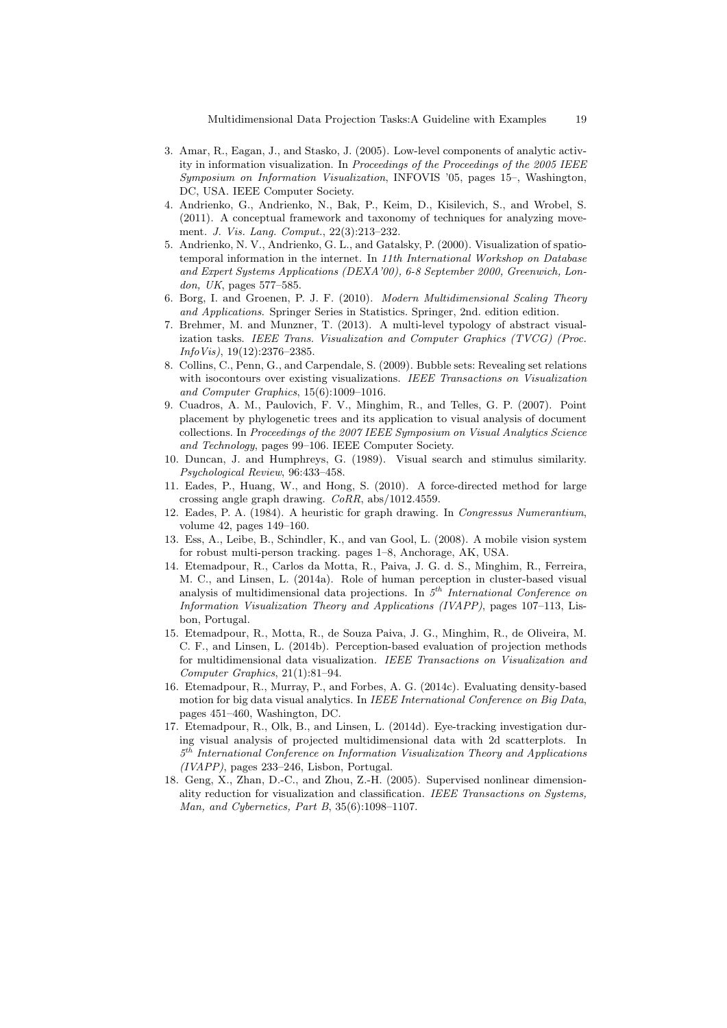3. Amar, R., Eagan, J., and Stasko, J. (2005). Low-level components of analytic activity in information visualization. In *Proceedings of the Proceedings of the 2005 IEEE Symposium on Information Visualization*, INFOVIS '05, pages 15–, Washington, DC, USA. IEEE Computer Society.
4. Andrienko, G., Andrienko, N., Bak, P., Keim, D., Kisilevich, S., and Wrobel, S. (2011). A conceptual framework and taxonomy of techniques for analyzing movement. *J. Vis. Lang. Comput.*, 22(3):213–232.
5. Andrienko, N. V., Andrienko, G. L., and Gatalsky, P. (2000). Visualization of spatio-temporal information in the internet. In *11th International Workshop on Database and Expert Systems Applications (DEXA'00), 6-8 September 2000, Greenwich, London, UK*, pages 577–585.
6. Borg, I. and Groenen, P. J. F. (2010). *Modern Multidimensional Scaling Theory and Applications*. Springer Series in Statistics. Springer, 2nd. edition edition.
7. Brehmer, M. and Munzner, T. (2013). A multi-level typology of abstract visualization tasks. *IEEE Trans. Visualization and Computer Graphics (TVCG) (Proc. InfoVis)*, 19(12):2376–2385.
8. Collins, C., Penn, G., and Carpendale, S. (2009). Bubble sets: Revealing set relations with isocontours over existing visualizations. *IEEE Transactions on Visualization and Computer Graphics*, 15(6):1009–1016.
9. Cuadros, A. M., Paulovich, F. V., Minghim, R., and Telles, G. P. (2007). Point placement by phylogenetic trees and its application to visual analysis of document collections. In *Proceedings of the 2007 IEEE Symposium on Visual Analytics Science and Technology*, pages 99–106. IEEE Computer Society.
10. Duncan, J. and Humphreys, G. (1989). Visual search and stimulus similarity. *Psychological Review*, 96:433–458.
11. Eades, P., Huang, W., and Hong, S. (2010). A force-directed method for large crossing angle graph drawing. *CoRR*, abs/1012.4559.
12. Eades, P. A. (1984). A heuristic for graph drawing. In *Congressus Numerantium*, volume 42, pages 149–160.
13. Ess, A., Leibe, B., Schindler, K., and van Gool, L. (2008). A mobile vision system for robust multi-person tracking. pages 1–8, Anchorage, AK, USA.
14. Etemadpour, R., Carlos da Motta, R., Paiva, J. G. d. S., Minghim, R., Ferreira, M. C., and Linsen, L. (2014a). Role of human perception in cluster-based visual analysis of multidimensional data projections. In *5th International Conference on Information Visualization Theory and Applications (IVAPP)*, pages 107–113, Lisbon, Portugal.
15. Etemadpour, R., Motta, R., de Souza Paiva, J. G., Minghim, R., de Oliveira, M. C. F., and Linsen, L. (2014b). Perception-based evaluation of projection methods for multidimensional data visualization. *IEEE Transactions on Visualization and Computer Graphics*, 21(1):81–94.
16. Etemadpour, R., Murray, P., and Forbes, A. G. (2014c). Evaluating density-based motion for big data visual analytics. In *IEEE International Conference on Big Data*, pages 451–460, Washington, DC.
17. Etemadpour, R., Olk, B., and Linsen, L. (2014d). Eye-tracking investigation during visual analysis of projected multidimensional data with 2d scatterplots. In *5th International Conference on Information Visualization Theory and Applications (IVAPP)*, pages 233–246, Lisbon, Portugal.
18. Geng, X., Zhan, D.-C., and Zhou, Z.-H. (2005). Supervised nonlinear dimensionality reduction for visualization and classification. *IEEE Transactions on Systems, Man, and Cybernetics, Part B*, 35(6):1098–1107.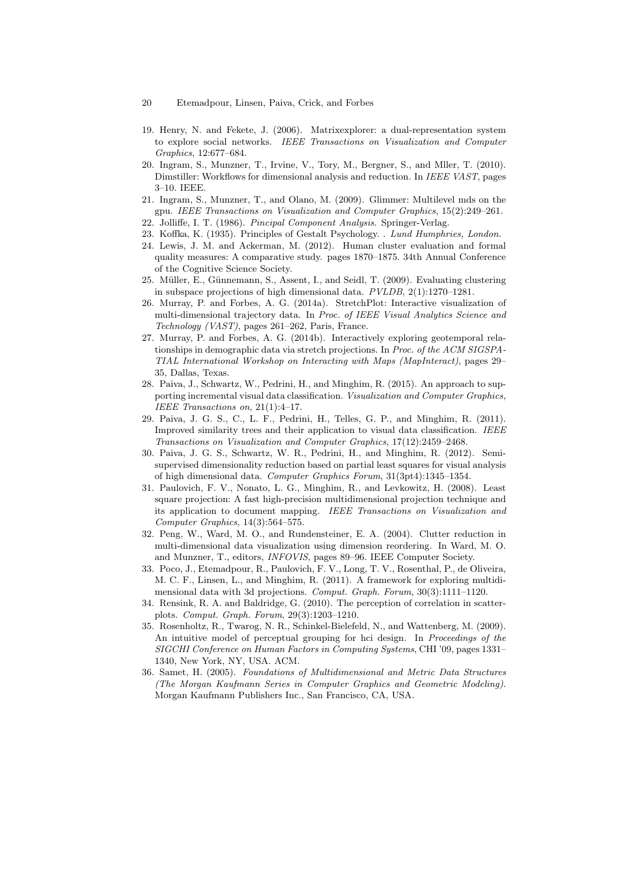19. Henry, N. and Fekete, J. (2006). Matrixexplorer: a dual-representation system to explore social networks. *IEEE Transactions on Visualization and Computer Graphics*, 12:677–684.
20. Ingram, S., Munzner, T., Irvine, V., Tory, M., Bergner, S., and Mller, T. (2010). Dimstiller: Workflows for dimensional analysis and reduction. In *IEEE VAST*, pages 3–10. IEEE.
21. Ingram, S., Munzner, T., and Olano, M. (2009). Glimmer: Multilevel mds on the gpu. *IEEE Transactions on Visualization and Computer Graphics*, 15(2):249–261.
22. Jolliffe, I. T. (1986). *Pincipal Component Analysis*. Springer-Verlag.
23. Koffka, K. (1935). Principles of Gestalt Psychology. . *Lund Humphries, London.*
24. Lewis, J. M. and Ackerman, M. (2012). Human cluster evaluation and formal quality measures: A comparative study. pages 1870–1875. 34th Annual Conference of the Cognitive Science Society.
25. Müller, E., Günnemann, S., Assent, I., and Seidl, T. (2009). Evaluating clustering in subspace projections of high dimensional data. *PVLDB*, 2(1):1270–1281.
26. Murray, P. and Forbes, A. G. (2014a). StretchPlot: Interactive visualization of multi-dimensional trajectory data. In *Proc. of IEEE Visual Analytics Science and Technology (VAST)*, pages 261–262, Paris, France.
27. Murray, P. and Forbes, A. G. (2014b). Interactively exploring geotemporal relationships in demographic data via stretch projections. In *Proc. of the ACM SIGSPATIAL International Workshop on Interacting with Maps (MapInteract)*, pages 29–35, Dallas, Texas.
28. Paiva, J., Schwartz, W., Pedrini, H., and Minghim, R. (2015). An approach to supporting incremental visual data classification. *Visualization and Computer Graphics, IEEE Transactions on*, 21(1):4–17.
29. Paiva, J. G. S., C., L. F., Pedrini, H., Telles, G. P., and Minghim, R. (2011). Improved similarity trees and their application to visual data classification. *IEEE Transactions on Visualization and Computer Graphics*, 17(12):2459–2468.
30. Paiva, J. G. S., Schwartz, W. R., Pedrini, H., and Minghim, R. (2012). Semi-supervised dimensionality reduction based on partial least squares for visual analysis of high dimensional data. *Computer Graphics Forum*, 31(3pt4):1345–1354.
31. Paulovich, F. V., Nonato, L. G., Minghim, R., and Levkowitz, H. (2008). Least square projection: A fast high-precision multidimensional projection technique and its application to document mapping. *IEEE Transactions on Visualization and Computer Graphics*, 14(3):564–575.
32. Peng, W., Ward, M. O., and Rundensteiner, E. A. (2004). Clutter reduction in multi-dimensional data visualization using dimension reordering. In Ward, M. O. and Munzner, T., editors, *INFOVIS*, pages 89–96. IEEE Computer Society.
33. Poco, J., Etemadpour, R., Paulovich, F. V., Long, T. V., Rosenthal, P., de Oliveira, M. C. F., Linsen, L., and Minghim, R. (2011). A framework for exploring multidimensional data with 3d projections. *Comput. Graph. Forum*, 30(3):1111–1120.
34. Rensink, R. A. and Baldridge, G. (2010). The perception of correlation in scatterplots. *Comput. Graph. Forum*, 29(3):1203–1210.
35. Rosenholtz, R., Twarog, N. R., Schinkel-Bielefeld, N., and Wattenberg, M. (2009). An intuitive model of perceptual grouping for hci design. In *Proceedings of the SIGCHI Conference on Human Factors in Computing Systems*, CHI '09, pages 1331–1340, New York, NY, USA. ACM.
36. Samet, H. (2005). *Foundations of Multidimensional and Metric Data Structures (The Morgan Kaufmann Series in Computer Graphics and Geometric Modeling)*. Morgan Kaufmann Publishers Inc., San Francisco, CA, USA.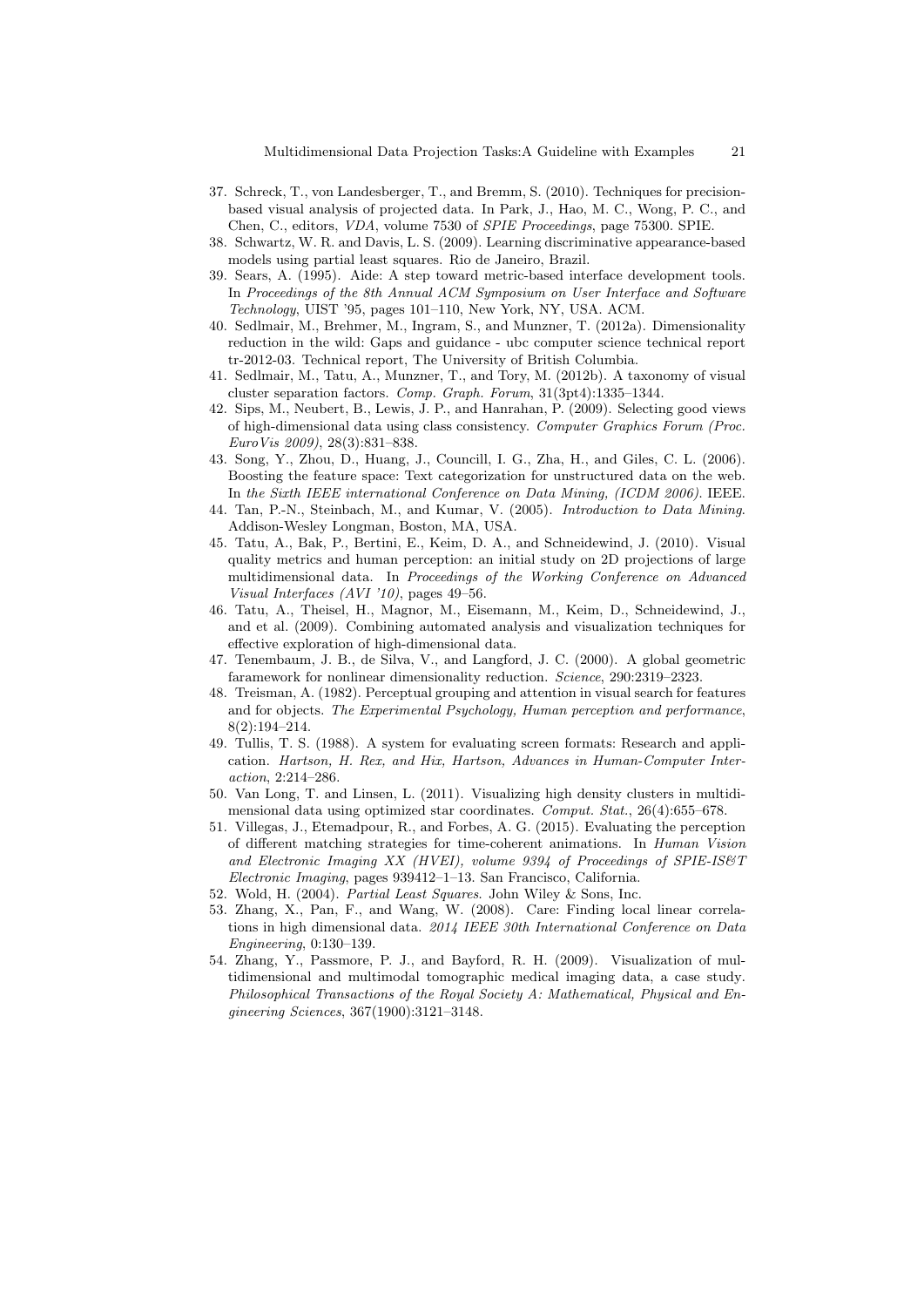37. Schreck, T., von Landesberger, T., and Bremm, S. (2010). Techniques for precision-based visual analysis of projected data. In Park, J., Hao, M. C., Wong, P. C., and Chen, C., editors, *VDA*, volume 7530 of *SPIE Proceedings*, page 75300. SPIE.
38. Schwartz, W. R. and Davis, L. S. (2009). Learning discriminative appearance-based models using partial least squares. Rio de Janeiro, Brazil.
39. Sears, A. (1995). Aide: A step toward metric-based interface development tools. In *Proceedings of the 8th Annual ACM Symposium on User Interface and Software Technology*, UIST '95, pages 101–110, New York, NY, USA. ACM.
40. Sedlmair, M., Brehmer, M., Ingram, S., and Munzner, T. (2012a). Dimensionality reduction in the wild: Gaps and guidance - ubc computer science technical report tr-2012-03. Technical report, The University of British Columbia.
41. Sedlmair, M., Tatu, A., Munzner, T., and Tory, M. (2012b). A taxonomy of visual cluster separation factors. *Comp. Graph. Forum*, 31(3pt4):1335–1344.
42. Sips, M., Neubert, B., Lewis, J. P., and Hanrahan, P. (2009). Selecting good views of high-dimensional data using class consistency. *Computer Graphics Forum (Proc. EuroVis 2009)*, 28(3):831–838.
43. Song, Y., Zhou, D., Huang, J., Councill, I. G., Zha, H., and Giles, C. L. (2006). Boosting the feature space: Text categorization for unstructured data on the web. In *the Sixth IEEE international Conference on Data Mining, (ICDM 2006)*. IEEE.
44. Tan, P.-N., Steinbach, M., and Kumar, V. (2005). *Introduction to Data Mining*. Addison-Wesley Longman, Boston, MA, USA.
45. Tatu, A., Bak, P., Bertini, E., Keim, D. A., and Schneidewind, J. (2010). Visual quality metrics and human perception: an initial study on 2D projections of large multidimensional data. In *Proceedings of the Working Conference on Advanced Visual Interfaces (AVI '10)*, pages 49–56.
46. Tatu, A., Theisel, H., Magnor, M., Eisemann, M., Keim, D., Schneidewind, J., and et al. (2009). Combining automated analysis and visualization techniques for effective exploration of high-dimensional data.
47. Tenembaum, J. B., de Silva, V., and Langford, J. C. (2000). A global geometric faramework for nonlinear dimensionality reduction. *Science*, 290:2319–2323.
48. Treisman, A. (1982). Perceptual grouping and attention in visual search for features and for objects. *The Experimental Psychology, Human perception and performance*, 8(2):194–214.
49. Tullis, T. S. (1988). A system for evaluating screen formats: Research and application. *Hartson, H. Rex, and Hix, Hartson, Advances in Human-Computer Interaction*, 2:214–286.
50. Van Long, T. and Linsen, L. (2011). Visualizing high density clusters in multidimensional data using optimized star coordinates. *Comput. Stat.*, 26(4):655–678.
51. Villegas, J., Etemadpour, R., and Forbes, A. G. (2015). Evaluating the perception of different matching strategies for time-coherent animations. In *Human Vision and Electronic Imaging XX (HVEI), volume 9394 of Proceedings of SPIE-IS&T Electronic Imaging*, pages 939412–1–13. San Francisco, California.
52. Wold, H. (2004). *Partial Least Squares*. John Wiley & Sons, Inc.
53. Zhang, X., Pan, F., and Wang, W. (2008). Care: Finding local linear correlations in high dimensional data. *2014 IEEE 30th International Conference on Data Engineering*, 0:130–139.
54. Zhang, Y., Passmore, P. J., and Bayford, R. H. (2009). Visualization of multidimensional and multimodal tomographic medical imaging data, a case study. *Philosophical Transactions of the Royal Society A: Mathematical, Physical and Engineering Sciences*, 367(1900):3121–3148.